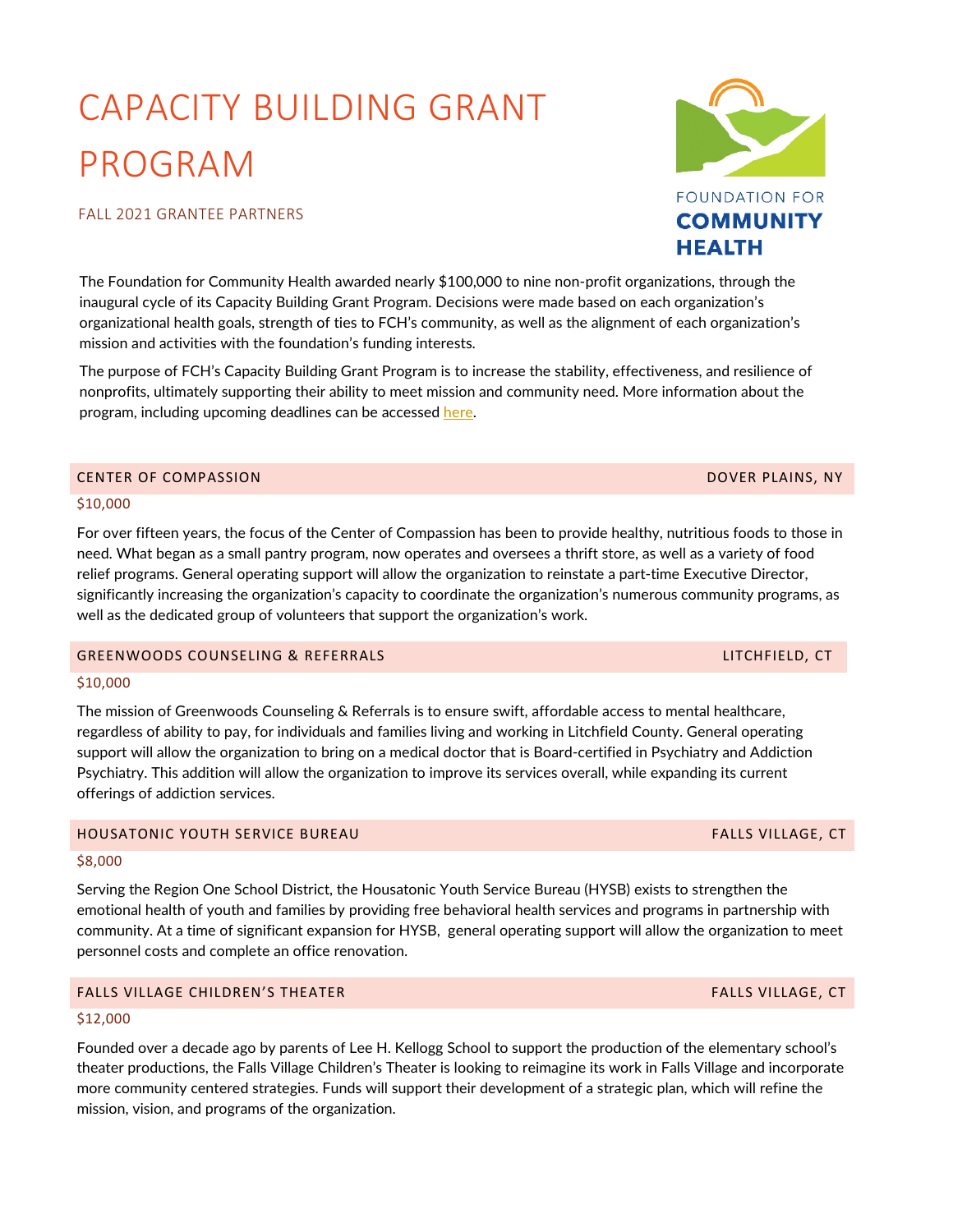# CAPACITY BUILDING GRANT PROGRAM

FALL 2021 GRANTEE PARTNERS

FOUNDATION FOR **COMMUNITY HEALTH**

The Foundation for Community Health awarded nearly $100,000 to nine non-profit organizations, through the inaugural cycle of its Capacity Building Grant Program. Decisions were made based on each organization's organizational health goals, strength of ties to FCH's community, as well as the alignment of each organization's mission and activities with the foundation's funding interests.

The purpose of FCH's Capacity Building Grant Program is to increase the stability, effectiveness, and resilience of nonprofits, ultimately supporting their ability to meet mission and community need. More information about the program, including upcoming deadlines can be accessed here.

## CENTER OF COMPASSION — DOVER PLAINS, NY

$10,000

For over fifteen years, the focus of the Center of Compassion has been to provide healthy, nutritious foods to those in need. What began as a small pantry program, now operates and oversees a thrift store, as well as a variety of food relief programs. General operating support will allow the organization to reinstate a part-time Executive Director, significantly increasing the organization's capacity to coordinate the organization's numerous community programs, as well as the dedicated group of volunteers that support the organization's work.

## GREENWOODS COUNSELING & REFERRALS — LITCHFIELD, CT

$10,000

The mission of Greenwoods Counseling & Referrals is to ensure swift, affordable access to mental healthcare, regardless of ability to pay, for individuals and families living and working in Litchfield County. General operating support will allow the organization to bring on a medical doctor that is Board-certified in Psychiatry and Addiction Psychiatry. This addition will allow the organization to improve its services overall, while expanding its current offerings of addiction services.

## HOUSATONIC YOUTH SERVICE BUREAU — FALLS VILLAGE, CT

$8,000

Serving the Region One School District, the Housatonic Youth Service Bureau (HYSB) exists to strengthen the emotional health of youth and families by providing free behavioral health services and programs in partnership with community. At a time of significant expansion for HYSB, general operating support will allow the organization to meet personnel costs and complete an office renovation.

## FALLS VILLAGE CHILDREN'S THEATER — FALLS VILLAGE, CT

$12,000

Founded over a decade ago by parents of Lee H. Kellogg School to support the production of the elementary school's theater productions, the Falls Village Children's Theater is looking to reimagine its work in Falls Village and incorporate more community centered strategies. Funds will support their development of a strategic plan, which will refine the mission, vision, and programs of the organization.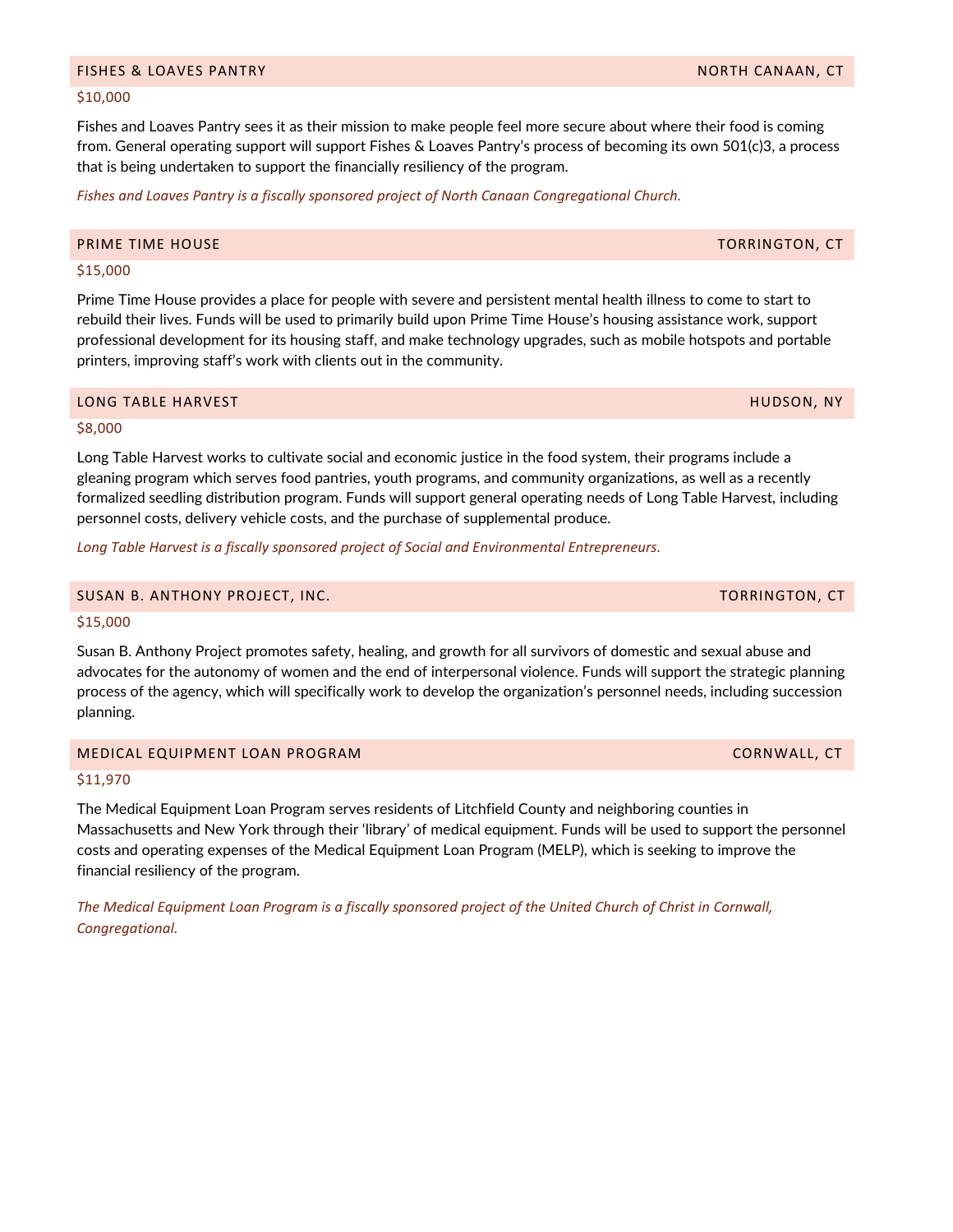## FISHES & LOAVES PANTRY — NORTH CANAAN, CT

$10,000

Fishes and Loaves Pantry sees it as their mission to make people feel more secure about where their food is coming from. General operating support will support Fishes & Loaves Pantry's process of becoming its own 501(c)3, a process that is being undertaken to support the financially resiliency of the program.

*Fishes and Loaves Pantry is a fiscally sponsored project of North Canaan Congregational Church.*

## PRIME TIME HOUSE — TORRINGTON, CT

$15,000

Prime Time House provides a place for people with severe and persistent mental health illness to come to start to rebuild their lives. Funds will be used to primarily build upon Prime Time House's housing assistance work, support professional development for its housing staff, and make technology upgrades, such as mobile hotspots and portable printers, improving staff's work with clients out in the community.

## LONG TABLE HARVEST — HUDSON, NY

$8,000

Long Table Harvest works to cultivate social and economic justice in the food system, their programs include a gleaning program which serves food pantries, youth programs, and community organizations, as well as a recently formalized seedling distribution program. Funds will support general operating needs of Long Table Harvest, including personnel costs, delivery vehicle costs, and the purchase of supplemental produce.

*Long Table Harvest is a fiscally sponsored project of Social and Environmental Entrepreneurs.*

## SUSAN B. ANTHONY PROJECT, INC. — TORRINGTON, CT

$15,000

Susan B. Anthony Project promotes safety, healing, and growth for all survivors of domestic and sexual abuse and advocates for the autonomy of women and the end of interpersonal violence. Funds will support the strategic planning process of the agency, which will specifically work to develop the organization's personnel needs, including succession planning.

## MEDICAL EQUIPMENT LOAN PROGRAM — CORNWALL, CT

$11,970

The Medical Equipment Loan Program serves residents of Litchfield County and neighboring counties in Massachusetts and New York through their 'library' of medical equipment. Funds will be used to support the personnel costs and operating expenses of the Medical Equipment Loan Program (MELP), which is seeking to improve the financial resiliency of the program.

*The Medical Equipment Loan Program is a fiscally sponsored project of the United Church of Christ in Cornwall, Congregational.*